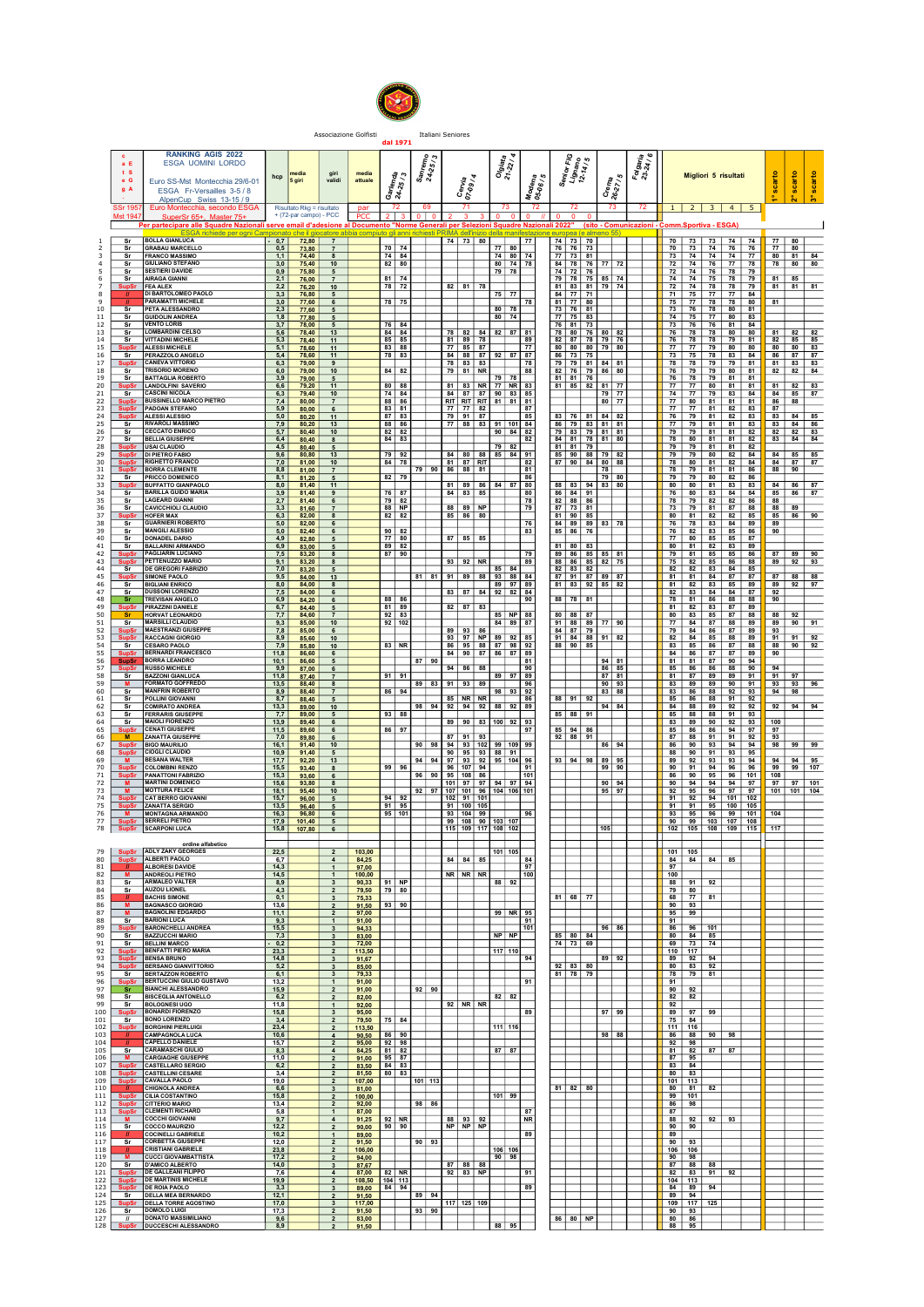Associazione Golfisti Italiani Seniores dal 1971

# RANKING AGIS 2022

## ESGA UOMINI LORDO

Euro SS-Mst Montecchia 29/6-01

ESGA Fr-Versailles 3-5/8

AlpenCup Swiss 13-15/9

SSr-1957 / Mst 1947: Euro Montecchia, secondo ESGA SuperSr 65+, Master 75+

Risultato Rkg = risultato + (72-par campo) - PCC

Per partecipare alle Squadre Nazionali serve email d'adesione al Documento "Norme Generali per Selezioni Squadre Nazionali 2022" (sito - Comunicazioni - Comm.Sportiva - ESGA)

ESGA richiede per ogni Campionato che il giocatore abbia compiuto gli anni richiesti PRIMA dell'inizio della manifestazione europea (e almeno 55)

| # | Cat. | Nome | hcp | media 5 giri | giri validi | media attuale | Gardena 24-25/3 (par 72) | Sanremo 24-25/3 (par 69) | Cervia 07-09/4 (par 71) | Olgiata 21-22/4 (par 73) | Modena 05-06/5 (par 72) | Senior FIG Ugolino 12-14/5 (par 72) | Crema 26-27/5 (par 73) | Folgaria 23-24/6 (par 72) | Migliori 5 risultati | 1° scarto | 2° scarto | 3° scarto |
|---|---|---|---|---|---|---|---|---|---|---|---|---|---|---|---|---|---|---|
| 1 | Sr | BOLLA GIANLUCA | -0,7 | 72,80 | 7 | | | | 74 73 80 | | 77 | 74 73 70 | | | 70 73 73 74 74 | 77 | 80 | |
| 2 | Sr | GRABAU MARCELLO | 0,5 | 73,80 | 7 | | 70 74 | | | 77 80 | | 76 76 73 | | | 70 73 74 76 76 | 77 | 80 | |
| 3 | Sr | FRANCO MASSIMO | 1,1 | 74,40 | 8 | | 74 84 | | | 74 80 | 74 | 77 73 81 | | | 73 74 74 74 77 | 80 | 81 | 84 |
| 4 | Sr | GIULIANO STEFANO | 3,0 | 75,40 | 10 | | 82 80 | | | 80 74 | 78 | 84 78 76 | 77 72 | | 72 74 76 77 78 | 78 | 80 | 80 |
| 5 | Sr | SESTIERI DAVIDE | 0,9 | 75,80 | 5 | | | | | 79 78 | | 74 72 76 | | | 72 74 76 78 79 | | | |
| 6 | Sr | AIRAGA GIANNI | 2,1 | 76,00 | 7 | | 81 74 | | | | | 79 78 75 | 85 74 | | 74 74 75 78 79 | 81 | 85 | |
| 7 | SupSr | FEA ALEX | 2,2 | 76,20 | 10 | | 78 72 | | 82 81 78 | | | 81 83 81 | 79 74 | | 72 74 78 78 79 | 81 | 81 | 81 |
| 8 | // | DI BARTOLOMEO PAOLO | 3,3 | 76,80 | 5 | | | | | 75 77 | | 84 77 71 | | | 71 75 77 77 84 | | | |
| 9 | // | PARAMATTI MICHELE | 3,0 | 77,60 | 6 | | 78 75 | | | | 78 | 81 77 80 | | | 75 77 78 78 80 | 81 | | |
| 10 | Sr | PETA ALESSANDRO | 2,3 | 77,60 | 5 | | | | | 80 78 | | 73 76 81 | | | 73 76 78 80 81 | | | |
| 11 | Sr | GUIDOLIN ANDREA | 1,8 | 77,80 | 5 | | | | | 80 74 | | 77 75 83 | | | 74 75 77 80 83 | | | |
| 12 | Sr | VENTO LORIS | 3,7 | 78,00 | 5 | | 76 84 | | | | | 76 81 73 | | | 73 76 76 81 84 | | | |
| 13 | Sr | LOMBARDINI CELSO | 5,6 | 78,40 | 13 | | 84 84 | | 78 82 84 | 82 87 | 81 | 78 80 76 | 80 82 | | 76 78 78 80 80 | 81 | 82 | 82 |
| 14 | Sr | VITTADINI MICHELE | 5,3 | 78,40 | 11 | | 85 85 | | 81 89 78 | | 89 | 82 87 78 | 79 76 | | 76 78 78 79 81 | 82 | 85 | 85 |
| 15 | SupSr | ALESSI MICHELE | 5,1 | 78,60 | 11 | | 83 88 | | 77 85 87 | | 77 | 80 80 80 | 79 80 | | 77 77 79 80 80 | 80 | 80 | 83 |
| 16 | Sr | PERAZZOLO ANGELO | 5,4 | 78,60 | 11 | | 78 83 | | 84 88 87 | 92 87 | 87 | 86 73 75 | | | 73 75 78 83 84 | 86 | 87 | 87 |
| 17 | SupSr | CANEVA VITTORIO | 6,3 | 79,00 | 9 | | | | 78 83 83 | | 78 | 79 79 81 | 84 81 | | 78 78 79 79 81 | 81 | 83 | 83 |
| 18 | Sr | TRISORIO MORENO | 6,0 | 79,00 | 10 | | 84 82 | | 79 81 NR | | 88 | 82 76 79 | 86 80 | | 76 79 79 80 81 | 82 | 82 | 84 |
| 19 | Sr | BATTAGLIA ROBERTO | 3,9 | 79,00 | 5 | | | | | 79 78 | | 81 81 76 | | | 76 78 79 81 81 | | | |
| 20 | SupSr | LANDOLFINI SAVERIO | 6,6 | 79,20 | 11 | | 80 88 | | 81 83 NR | 77 NR | 83 | 81 85 82 | 81 77 | | 77 77 80 81 81 | 81 | 82 | 83 |
| 21 | Sr | CASCINI NICOLA | 6,3 | 79,40 | 10 | | 74 84 | | 84 87 87 | 90 83 | 85 | | 79 77 | | 74 77 79 83 84 | 84 | 85 | 87 |
| 22 | SupSr | BUSSINELLO MARCO PIETRO | 7,4 | 80,00 | 7 | | 88 86 | | RIT RIT RIT | 81 81 | 81 | | 80 77 | | 77 80 81 81 81 | 86 | 88 | |
| 23 | SupSr | PADOAN STEFANO | 5,9 | 80,00 | 6 | | 83 81 | | 77 77 82 | | 87 | | | | 77 77 81 82 83 | 87 | | |
| 24 | SupSr | ALESSI ALESSIO | 5,0 | 80,20 | 11 | | 87 83 | | 79 91 87 | | 85 | 83 76 81 | 84 82 | | 76 79 81 82 83 | 83 | 84 | 85 |
| 25 | Sr | RIVAROLI MASSIMO | 7,9 | 80,20 | 13 | | 88 86 | | 77 88 83 | 91 101 | 84 | 86 79 83 | 81 81 | | 77 79 81 81 83 | 83 | 84 | 86 |
| 26 | Sr | CECCATO ENRICO | 5,7 | 80,40 | 10 | | 82 82 | | | 90 84 | 82 | 79 83 79 | 81 81 | | 79 79 81 81 82 | 82 | 82 | 83 |
| 27 | Sr | BELLIA GIUSEPPE | 6,4 | 80,40 | 8 | | 84 83 | | | | 82 | 84 81 78 | 81 80 | | 78 80 81 81 82 | 83 | 84 | 84 |
| 28 | SupSr | USAI CLAUDIO | 4,5 | 80,40 | 5 | | | | | 79 82 | | 81 81 79 | | | 79 79 81 81 82 | | | |
| 29 | SupSr | DI PIETRO FABIO | 9,6 | 80,80 | 13 | | 79 92 | | 84 80 88 | 85 84 | 91 | 85 90 88 | 79 82 | | 79 79 80 82 84 | 84 | 85 | 85 |
| 30 | SupSr | RIGHETTO FRANCO | 7,0 | 81,00 | 10 | | 84 78 | | 81 87 RIT | | 82 | 87 90 84 | 80 88 | | 78 80 81 82 84 | 84 | 87 | 87 |
| 31 | SupSr | BORRA CLEMENTE | 8,8 | 81,00 | 7 | | | 79 90 | 86 88 81 | | 81 | | 78 | | 78 79 81 81 86 | 88 | 90 | |
| 32 | Sr | PRICCO DOMENICO | 8,1 | 81,20 | 5 | | 82 79 | | | | 86 | | 79 80 | | 79 79 80 82 86 | | | |
| 33 | SupSr | BUFFATTO GIANPAOLO | 8,0 | 81,40 | 11 | | | | 81 89 86 | 84 87 | 80 | 88 83 94 | 83 80 | | 80 80 81 83 83 | 84 | 86 | 87 |
| 34 | Sr | BARILLA GUIDO MARIA | 3,9 | 81,40 | 9 | | 76 87 | | 84 83 85 | | 80 | 86 84 91 | | | 76 80 83 84 84 | 85 | 86 | 87 |
| 35 | Sr | LAGEARD GIANNI | 2,7 | 81,40 | 6 | | 79 82 | | | | 78 | 82 88 86 | | | 78 79 82 82 86 | 88 | | |
| 36 | Sr | CAVICCHIOLI CLAUDIO | 3,3 | 81,60 | 7 | | 88 NP | | 88 89 NP | | 79 | 87 73 81 | | | 73 79 81 87 88 | 88 | 89 | |
| 37 | SupSr | HOFER MAX | 6,3 | 82,00 | 8 | | 82 82 | | 85 86 80 | | | 81 90 85 | | | 80 81 82 82 85 | 85 | 86 | 90 |
| 38 | Sr | GUARNIERI ROBERTO | 5,0 | 82,00 | 6 | | | | | | 76 | 84 89 89 | 83 78 | | 76 78 83 84 89 | 89 | | |
| 39 | Sr | MANGILI ALESSIO | 5,0 | 82,40 | 6 | | 90 82 | | | | 83 | 85 86 76 | | | 76 82 83 85 86 | 90 | | |
| 40 | Sr | DONADEL DARIO | 4,9 | 82,80 | 5 | | 77 80 | | 87 85 85 | | | | | | 77 80 85 85 87 | | | |
| 41 | Sr | BALLARINI ARMANDO | 6,9 | 83,00 | 5 | | 89 82 | | | | | 81 80 83 | | | 80 81 82 83 89 | | | |
| 42 | SupSr | PAGLIARIN LUCIANO | 7,5 | 83,20 | 8 | | 87 90 | | | | 79 | 89 86 85 | 85 81 | | 79 81 85 85 86 | 87 | 89 | 90 |
| 43 | SupSr | PETTENUZZO MARIO | 9,1 | 83,20 | 8 | | | | 93 92 NR | | 89 | 88 86 85 | 82 75 | | 75 82 85 86 88 | 89 | 92 | 93 |
| 44 | Sr | DE GREGORI FABRIZIO | 7,0 | 83,20 | 5 | | | | | 85 84 | | 82 83 82 | | | 82 82 83 84 85 | | | |
| 45 | SupSr | SIMONE PAOLO | 9,5 | 84,00 | 13 | | | 81 81 | 91 89 88 | 93 88 | 84 | 87 91 87 | 89 87 | | 81 81 84 87 87 | 87 | 88 | 88 |
| 46 | Sr | BIGLIANI ENRICO | 8,0 | 84,00 | 8 | | | | | 89 97 | 89 | 81 83 92 | 85 82 | | 81 82 83 85 89 | 89 | 92 | 97 |
| 47 | Sr | DUSSONI LORENZO | 7,5 | 84,00 | 6 | | | | 83 87 84 | 92 82 | 84 | | | | 82 83 84 84 87 | 92 | | |
| 48 | Sr | TREVISAN ANGELO | 6,9 | 84,20 | 6 | | 88 86 | | | | 90 | 88 78 81 | | | 78 81 86 88 88 | 90 | | |
| 49 | SupSr | PIRAZZINI DANIELE | 6,7 | 84,40 | 5 | | 81 89 | | 82 87 83 | | | | | | 81 82 83 87 89 | | | |
| 50 | Sr | HORVAT LEONARDO | 7,7 | 84,60 | 7 | | 92 83 | | | 85 NP | 88 | 80 88 87 | | | 80 83 85 87 88 | 88 | 92 | |
| 51 | Sr | MARSILLI CLAUDIO | 9,3 | 85,00 | 10 | | 92 102 | | | 84 89 | 87 | 91 88 89 | 77 90 | | 77 84 87 88 89 | 89 | 90 | 91 |
| 52 | SupSr | MAESTRANZI GIUSEPPE | 7,8 | 85,00 | 6 | | | | 89 93 86 | | 79 | 84 87 79 | | | 79 84 86 87 89 | 93 | | |
| 53 | SupSr | RACCAGNI GIORGIO | 8,9 | 85,60 | 10 | | | | 93 97 NP | 89 92 | 85 | 91 84 88 | 91 82 | | 82 84 85 88 89 | 91 | 91 | 92 |
| 54 | Sr | CESARO PAOLO | 7,9 | 85,80 | 10 | | 83 NR | | 86 95 88 | 87 98 | 92 | 88 90 85 | | | 83 85 86 87 88 | 90 | 92 | |
| 55 | SupSr | BERNARDI FRANCESCO | 11,8 | 86,60 | 6 | | | | 84 90 87 | 86 87 | 89 | | | | 84 86 87 87 89 | 90 | | |
| 56 | SupSr | BORRA LEANDRO | 10,1 | 86,60 | 5 | | | 87 90 | | | 81 | | 94 81 | | 81 81 87 90 94 | | | |
| 57 | SupSr | RUSSO MICHELE | 9,9 | 87,00 | 6 | | | | 94 86 88 | | 90 | | 86 85 | | 85 86 86 88 90 | 94 | | |
| 58 | Sr | BAZZONI GIANLUCA | 11,8 | 87,40 | 7 | | 91 91 | | | 89 97 | 89 | | 87 81 | | 81 87 89 89 91 | 91 | 97 | |
| 59 | M | FORMATO GOFFREDO | 13,5 | 88,40 | 8 | | | 89 83 | 91 93 89 | | 96 | | 90 93 | | 83 89 89 90 91 | 93 | 93 | 96 |
| 60 | Sr | MANFRIN ROBERTO | 8,9 | 88,40 | 7 | | 86 94 | | | 98 93 | 92 | | 83 88 | | 83 86 88 92 93 | 94 | 98 | |
| 61 | Sr | POLLINI GIOVANNI | 8,7 | 88,40 | 5 | | | | 85 NR NR | | 86 | 88 91 92 | | | 85 86 88 91 92 | | | |
| 62 | Sr | COMIRATO ANDREA | 13,3 | 89,00 | 10 | | | 98 94 | 92 94 92 | 88 92 | 89 | | 94 84 | | 84 88 89 92 92 | 92 | 94 | 94 |
| 63 | Sr | FERRARIS GIUSEPPE | 7,7 | 89,00 | 5 | | 93 88 | | | | | 85 88 91 | | | 85 88 88 91 93 | | | |
| 64 | Sr | MAIOLI FIORENZO | 13,9 | 89,40 | 6 | | | | 89 90 83 | 100 92 | 93 | | | | 83 89 90 92 93 | 100 | | |
| 65 | SupSr | CENATI GIUSEPPE | 11,5 | 89,60 | 6 | | 86 97 | | | | 97 | 85 94 86 | | | 85 86 86 94 97 | 97 | | |
| 66 | M | ZANATTA GIUSEPPE | 7,0 | 89,80 | 6 | | | | 87 91 93 | | | 92 88 91 | | | 87 88 91 91 92 | 93 | | |
| 67 | SupSr | BIGO MAURIZIO | 16,1 | 91,40 | 10 | | | 90 98 | 94 93 102 | 99 109 | 99 | | 86 94 | | 86 90 93 94 94 | 98 | 99 | 99 |
| 68 | SupSr | CIOGLI CLAUDIO | 10,9 | 91,40 | 5 | | | | 90 95 93 | 88 91 | | | | | 88 90 91 93 95 | | | |
| 69 | M | BESANA WALTER | 17,7 | 92,20 | 13 | | | 94 94 | 97 93 92 | 95 104 | 96 | 93 94 98 | 89 95 | | 89 92 93 93 94 | 94 | 94 | 95 |
| 70 | SupSr | COLOMBINI RENZO | 15,5 | 93,40 | 8 | | 99 96 | | 96 107 94 | | 91 | | 99 90 | | 90 91 94 96 96 | 99 | 99 | 107 |
| 71 | SupSr | PANATTONI FABRIZIO | 15,3 | 93,60 | 6 | | | 96 90 | 95 108 86 | | 101 | | | | 86 90 95 96 101 | 108 | | |
| 72 | M | MARTINI DOMENICO | 15,6 | 93,80 | 8 | | | | 101 97 97 | 94 97 | 94 | | 90 94 | | 90 94 94 94 97 | 97 | 97 | 101 |
| 73 | M | MOTTURA FELICE | 18,1 | 95,40 | 10 | | | 92 97 | 107 101 96 | 104 106 | 101 | | 95 97 | | 92 95 96 97 97 | 101 | 101 | 104 |
| 74 | SupSr | CAT BERRO GIOVANNI | 15,7 | 96,00 | 5 | | 94 92 | | 102 91 101 | | | | | | 91 92 94 101 102 | | | |
| 75 | SupSr | ZANATTA SERGIO | 13,5 | 96,40 | 5 | | 91 95 | | 91 100 105 | | | | | | 91 91 95 100 105 | | | |
| 76 | M | MONTAGNA ARMANDO | 16,3 | 96,80 | 6 | | 95 101 | | 93 104 99 | | 96 | | | | 93 95 96 99 101 | 104 | | |
| 77 | SupSr | SERRELI PIETRO | 17,9 | 101,40 | 5 | | | | 99 108 90 | 103 107 | | | | | 90 99 103 107 108 | | | |
| 78 | SupSr | SCARPONI LUCA | 15,8 | 107,80 | 6 | | | | 115 109 117 | 108 102 | | | 105 | | 102 105 108 109 115 | 117 | | |
| | | *ordine alfabetico* | | | | | | | | | | | | | | | | |
| 79 | SupSr | ADLY ZAKY GEORGES | 22,5 | | 2 | 103,00 | | | | 101 105 | | | | | 101 105 | | | |
| 80 | SupSr | ALBERTI PAOLO | 6,7 | | 4 | 84,25 | | | 84 84 85 | | 84 | | | | 84 84 84 85 | | | |
| 81 | // | ALBORESI DAVIDE | 14,3 | | 1 | 97,00 | | | | | 97 | | | | 97 | | | |
| 82 | M | ANDREOLI PIETRO | 14,5 | | 1 | 100,00 | | | NR NR NR | | 100 | | | | 100 | | | |
| 83 | Sr | ARMALEO VALTER | 8,9 | | 3 | 90,33 | 91 NP | | | 88 92 | | | | | 88 91 92 | | | |
| 84 | Sr | AUZOU LIONEL | 4,3 | | 2 | 79,50 | 79 80 | | | | | | | | 79 80 | | | |
| 85 | // | BACHIS SIMONE | 0,1 | | 3 | 75,33 | | | | | | 81 68 77 | | | 68 77 81 | | | |
| 86 | M | BAGNASCO GIORGIO | 13,6 | | 2 | 91,50 | 93 90 | | | | | | | | 90 93 | | | |
| 87 | // | BAGNOLINI EDGARDO | 11,1 | | 2 | 97,00 | | | | 99 NR | 95 | | | | 95 99 | | | |
| 88 | Sr | BARIONI LUCA | 9,3 | | 1 | 91,00 | | | | | 91 | | | | 91 | | | |
| 89 | SupSr | BARONCHELLI ANDREA | 15,5 | | 3 | 94,33 | | | | | 101 | | 96 86 | | 86 96 101 | | | |
| 90 | Sr | BAZZUCCHI MARIO | 7,3 | | 3 | 83,00 | | | | NP NP | | 85 80 84 | | | 80 84 85 | | | |
| 91 | Sr | BELLINI MARCO | -0,2 | | 3 | 72,00 | | | | | | 74 73 69 | | | 69 73 74 | | | |
| 92 | SupSr | BENFATTI PIERO MARIA | 23,3 | | 2 | 113,50 | | | | 117 110 | | | | | 110 117 | | | |
| 93 | SupSr | BENSA BRUNO | 14,8 | | 3 | 91,67 | | | | | 94 | | 89 92 | | 89 92 94 | | | |
| 94 | SupSr | BERSANO GIANVITTORIO | 5,2 | | 3 | 85,00 | | | | | | 92 83 80 | | | 80 83 92 | | | |
| 95 | Sr | BERTAZZON ROBERTO | 6,1 | | 3 | 79,33 | | | | | | 81 78 79 | | | 78 79 81 | | | |
| 96 | SupSr | BERTUCCINI GIULIO GUSTAVO | 13,2 | | 1 | 91,00 | | | | | 91 | | | | 91 | | | |
| 97 | Sr | BIANCHI ALESSANDRO | 15,9 | | 2 | 91,00 | | 92 90 | | | | | | | 90 92 | | | |
| 98 | Sr | BISCEGLIA ANTONELLO | 6,2 | | 2 | 82,00 | | | | 82 82 | | | | | 82 82 | | | |
| 99 | Sr | BOLOGNESI UGO | 11,8 | | 1 | 92,00 | | | 92 NR NR | | | | | | 92 | | | |
| 100 | SupSr | BONARDI FIORENZO | 15,8 | | 3 | 95,00 | | | | | 89 | | 97 99 | | 89 97 99 | | | |
| 101 | Sr | BONO LORENZO | 3,4 | | 2 | 79,50 | 75 84 | | | | | | | | 75 84 | | | |
| 102 | SupSr | BORGHINI PIERLUIGI | 23,4 | | 2 | 113,50 | | | | 111 116 | | | | | 111 116 | | | |
| 103 | // | CAMPAGNOLA LUCA | 10,6 | | 4 | 90,50 | 86 90 | | | | | | 98 88 | | 86 88 90 98 | | | |
| 104 | // | CAPELLO DANIELE | 15,7 | | 2 | 95,00 | 92 98 | | | | | | | | 92 98 | | | |
| 105 | Sr | CARAMASCHI GIULIO | 8,3 | | 4 | 84,25 | 81 82 | | | 87 87 | | | | | 81 82 87 87 | | | |
| 106 | M | CARGIAGHE GIUSEPPE | 11,0 | | 2 | 91,00 | 95 87 | | | | | | | | 87 95 | | | |
| 107 | SupSr | CASTELLARO SERGIO | 6,2 | | 2 | 83,50 | 84 83 | | | | | | | | 83 84 | | | |
| 108 | SupSr | CASTELLINI CESARE | 3,4 | | 2 | 81,50 | 80 83 | | | | | | | | 80 83 | | | |
| 109 | SupSr | CAVALLA PAOLO | 19,0 | | 2 | 107,00 | | 101 113 | | | | | | | 101 113 | | | |
| 110 | // | CHIGNOLA ANDREA | 6,6 | | 3 | 81,00 | | | | | | 81 82 80 | | | 80 81 82 | | | |
| 111 | SupSr | CILIA COSTANTINO | 15,8 | | 2 | 100,00 | | | | 101 99 | | | | | 99 101 | | | |
| 112 | SupSr | CITTERIO MARIO | 13,4 | | 2 | 92,00 | | 98 86 | | | | | | | 86 98 | | | |
| 113 | SupSr | CLEMENTI RICHARD | 5,8 | | 1 | 87,00 | | | | | 87 | | | | 87 | | | |
| 114 | M | COCCHI GIOVANNI | 9,7 | | 4 | 91,25 | 92 NR | | 88 93 92 | | NR | | | | 88 92 92 93 | | | |
| 115 | Sr | COCCO MAURIZIO | 12,2 | | 2 | 90,00 | 90 90 | | NP NP NP | | | | | | 90 90 | | | |
| 116 | // | COCINELLI GABRIELE | 10,2 | | 1 | 89,00 | | | | | 89 | | | | 89 | | | |
| 117 | Sr | CORBETTA GIUSEPPE | 12,0 | | 2 | 91,50 | | 90 93 | | | | | | | 90 93 | | | |
| 118 | // | CRISTIANI GABRIELE | 23,8 | | 2 | 106,00 | | | | 106 106 | | | | | 106 106 | | | |
| 119 | M | CUCCI GIOVAMBATTISTA | 17,2 | | 2 | 94,00 | | | | 90 98 | | | | | 90 98 | | | |
| 120 | Sr | D'AMICO ALBERTO | 14,0 | | 3 | 87,67 | | | 87 88 88 | | | | | | 87 88 88 | | | |
| 121 | SupSr | DE GALLEANI FILIPPO | 7,6 | | 4 | 87,00 | 82 NR | | 92 83 NP | | 91 | | | | 82 83 91 92 | | | |
| 122 | SupSr | DE MARTINIS MICHELE | 19,9 | | 2 | 108,50 | 104 113 | | | | | | | | 104 113 | | | |
| 123 | SupSr | DE ROIA PAOLO | 3,3 | | 3 | 89,00 | 84 94 | | | | 89 | | | | 84 89 94 | | | |
| 124 | Sr | DELLA MEA BERNARDO | 12,1 | | 2 | 91,50 | | 89 94 | | | | | | | 89 94 | | | |
| 125 | SupSr | DELLA TORRE AGOSTINO | 17,0 | | 3 | 117,00 | | | 117 125 109 | | | | | | 109 117 125 | | | |
| 126 | Sr | DOMOLO LUIGI | 17,3 | | 2 | 91,50 | | 93 90 | | | | | | | 90 93 | | | |
| 127 | // | DONATO MASSIMILIANO | 9,6 | | 2 | 83,00 | | | | | | 86 80 NP | | | 80 86 | | | |
| 128 | SupSr | DUCCESCHI ALESSANDRO | 8,9 | | 2 | 91,50 | | | | 88 95 | | | | | 88 95 | | | |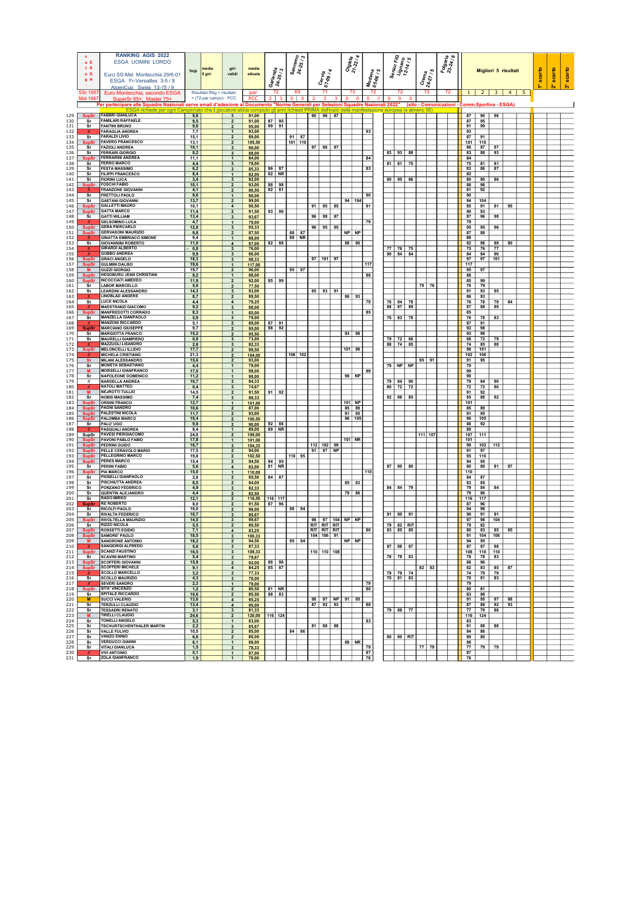**RANKING AGIS 2022**
**ESGA UOMINI LORDO**

Euro SS-Mst Montecchia 29/6-01
ESGA Fr-Versailles 3-5 / 8
AlpenCup Swiss 13-15 / 9
Euro Montecchia, secondo ESGA
SuperSr 65+, Master 75+

SSr 1957
Mst 1947

Risultato Rkg = risultato + (72-par campo) - PCC

Per partecipare alle Squadre Nazionali serve email d'adesione al Documento "Norme Generali per Selezioni Squadre Nazionali 2022" (sito - Comunicazioni - Comm.Sportiva - ESGA)

ESGA richiede per ogni Campionato che il giocatore abbia compiuto gli anni richiesti PRIMA dell'inizio della manifestazione europea (e almeno 55)

| | categ ESGA | | hcp | media 5 giri | giri validi | media attuale | Garlenda 24-25 / 3 | | Sanremo 24-25 / 3 | | Cervia 07-09 / 4 | | | Olgiata 21-22 / 4 | | Modena 05-06 / 5 | Senior FIG Lignano 12-14 / 5 | | | Crema 26-27 / 5 | | Folgaria 23-24 / 6 | | Migliori 5 risultati | | | | | 1° scarto | 2° scarto | 3° scarto |
|---|---|---|---|---|---|---|---|---|---|---|---|---|---|---|---|---|---|---|---|---|---|---|---|---|---|---|---|---|---|---|---|
| | | | | | | par | 72 | | 69 | | 71 | | | 73 | | 72 | 72 | | | 73 | | 72 | | | | | | | | | |
| | | | | | | PCC | 2 | 3 | 0 | 0 | 2 | 3 | 3 | 0 | 0 | 0 // | 0 | 0 | 0 | | | | | 1 | 2 | 3 | 4 | 5 | | | |
| 129 | SupSr | FABBRI GIANLUCA | 9,8 | | 3 | 91,00 | | | | | 90 | 96 | 87 | | | | | | | | | | | 87 | 90 | 96 | | | | | |
| 130 | Sr | FAMILARI RAFFAELE | 9,5 | | 2 | 91,00 | 87 | 95 | | | | | | | | | | | | | | | | 87 | 95 | | | | | | |
| 131 | Sr | FANTINI BRUNO | 9,6 | | 2 | 95,00 | 99 | 91 | | | | | | | | | | | | | | | | 91 | 99 | | | | | | |
| 132 | // | FARAGLIA ANDREA | 7,7 | | 1 | 93,00 | | | | | | | | | | 93 | | | | | | | | 93 | | | | | | | |
| 133 | Sr | FARALDI LIVIO | 15,1 | | 2 | 89,00 | | | 91 | 87 | | | | | | | | | | | | | | 87 | 91 | | | | | | |
| 134 | SupSr | FAVERO FRANCESCO | 13,1 | | 2 | 105,50 | | | 101 | 110 | | | | | | | | | | | | | | 101 | 110 | | | | | | |
| 135 | Sr | FAZIOLI ANDREA | 10,1 | | 3 | 90,00 | | | | | 97 | 86 | 87 | | | | | | | | | | | 86 | 87 | 97 | | | | | |
| 136 | Sr | FERRARI GIORGIO | 8,2 | | 3 | 88,00 | | | | | | | | | | | 83 | 93 | 88 | | | | | 83 | 88 | 93 | | | | | |
| 137 | SupSr | FERRARINI ANDREA | 11,1 | | 1 | 84,00 | | | | | | | | | | 84 | | | | | | | | 84 | | | | | | | |
| 138 | Sr | FERRO MARCO | 4,4 | | 3 | 79,00 | | | | | | | | | | | 81 | 81 | 75 | | | | | 75 | 81 | 81 | | | | | |
| 139 | Sr | FESTA MASSIMO | 6,2 | | 3 | 85,33 | 86 | 87 | | | | | | | | 83 | | | | | | | | 83 | 86 | 87 | | | | | |
| 140 | Sr | FILIPPI FRANCESCO | 8,4 | | 1 | 82,00 | 82 | NR | | | | | | | | | | | | | | | | 82 | | | | | | | |
| 141 | Sr | FIORINI LUCA | 3,4 | | 3 | 82,00 | | | | | | | | | | | 80 | 80 | 86 | | | | | 80 | 80 | 86 | | | | | |
| 142 | SupSr | FOSCHI FABIO | 10,1 | | 2 | 93,00 | 88 | 98 | | | | | | | | | | | | | | | | 88 | 98 | | | | | | |
| 143 | // | FRANZONE GIOVANNI | 4,1 | | 2 | 86,50 | 92 | 81 | | | | | | | | | | | | | | | | 81 | 92 | | | | | | |
| 144 | Sr | FRETTOLI PAOLO | 9,0 | | 1 | 90,00 | | | | | | | | | | 90 | | | | | | | | 90 | | | | | | | |
| 145 | Sr | GAETANI GIOVANNI | 13,7 | | 2 | 99,00 | | | | | | | | 94 | 104 | | | | | | | | | 94 | 104 | | | | | | |
| 146 | SupSr | GALLETTI MAURO | 10,1 | | 4 | 90,50 | | | | | 91 | 95 | 85 | | | 91 | | | | | | | | 85 | 91 | 91 | 95 | | | | |
| 147 | SupSr | GATTA MARCO | 11,4 | | 2 | 91,50 | 93 | 90 | | | | | | | | | | | | | | | | 90 | 93 | | | | | | |
| 148 | Sr | GATTI WILLIAM | 13,4 | | 3 | 93,67 | | | | | 96 | 98 | 87 | | | | | | | | | | | 87 | 96 | 98 | | | | | |
| 149 | // | GELSOMINO LUCA | 4,7 | | 1 | 79,00 | | | | | | | | | | 79 | | | | | | | | 79 | | | | | | | |
| 150 | SupSr | GERA PIERCARLO | 12,8 | | 3 | 95,33 | | | | | 96 | 95 | 95 | | | | | | | | | | | 95 | 95 | 96 | | | | | |
| 151 | SupSr | GERVASONI MAURIZIO | 9,8 | | 2 | 87,50 | | | 88 | 87 | | | | NP | NP | | | | | | | | | 87 | 88 | | | | | | |
| 152 | // | GINATTA EMBRIACO SIMONE | 9,4 | | 1 | 88,00 | | | 88 | NR | | | | | | | | | | | | | | 88 | | | | | | | |
| 153 | Sr | GIOVANNINI ROBERTO | 11,0 | | 4 | 87,00 | 82 | 88 | | | | | | 88 | 90 | | | | | | | | | 82 | 88 | 88 | 90 | | | | |
| 154 | // | GIRARDI ALBERTO | - 0,8 | | 3 | 76,00 | | | | | | | | | | | 77 | 76 | 75 | | | | | 75 | 76 | 77 | | | | | |
| 155 | // | GOBBO ANDREA | 9,9 | | 3 | 86,00 | | | | | | | | | | | 90 | 84 | 84 | | | | | 84 | 84 | 90 | | | | | |
| 156 | SupSr | GRACI ANGELO | 18,3 | | 3 | 98,33 | | | | | 97 | 101 | 97 | | | | | | | | | | | 97 | 97 | 101 | | | | | |
| 157 | SupSr | GULMINI DALIBO | 19,6 | | 1 | 117,00 | | | | | | | | | | 117 | | | | | | | | 117 | | | | | | | |
| 158 | M | GUZZI GIORGIO | 19,7 | | 2 | 96,00 | | | 95 | 97 | | | | | | | | | | | | | | 95 | 97 | | | | | | |
| 159 | SupSr | HEGOBURU JEAN CHRISTIAN | 9,2 | | 1 | 88,00 | | | | | | | | | | 88 | | | | | | | | 88 | | | | | | | |
| 160 | SupSr | INCOCCIATI AMEDEO | 11,9 | | 2 | 92,00 | 85 | 99 | | | | | | | | | | | | | | | | 85 | 99 | | | | | | |
| 161 | Sr | LABOR MARCELLO | 5,9 | | 2 | 77,50 | | | | | | | | | | | | | | 79 | 76 | | | 76 | 79 | | | | | | |
| 162 | Sr | LEARDINI ALESSANDRO | 14,3 | | 3 | 93,00 | | | | | 95 | 93 | 91 | | | | | | | | | | | 91 | 93 | 95 | | | | | |
| 163 | // | LINDBLAD ANDERS | 8,7 | | 2 | 89,50 | | | | | | | | 86 | 93 | | | | | | | | | 86 | 93 | | | | | | |
| 164 | Sr | LUCE NICOLA | 4,4 | | 4 | 79,25 | | | | | | | | | | 79 | 76 | 84 | 78 | | | | | 76 | 78 | 79 | 84 | | | | |
| 165 | // | MAESTRANZI GIACOMO | 9,2 | | 3 | 88,00 | | | | | | | | | | | 88 | 87 | 89 | | | | | 87 | 88 | 89 | | | | | |
| 166 | SupSr | MANFREDOTTI CORRADO | 8,3 | | 1 | 85,00 | | | | | | | | | | 85 | | | | | | | | 85 | | | | | | | |
| 167 | Sr | MANZELLA GIANPAOLO | 5,9 | | 3 | 79,00 | | | | | | | | | | | 76 | 83 | 78 | | | | | 76 | 78 | 83 | | | | | |
| 168 | // | MANZONI RICCARDO | 5,1 | | 2 | 89,00 | 87 | 91 | | | | | | | | | | | | | | | | 87 | 91 | | | | | | |
| 169 | SupSr | MARCIANO GIUSEPPE | 9,7 | | 2 | 95,00 | 98 | 92 | | | | | | | | | | | | | | | | 92 | 98 | | | | | | |
| 170 | Sr | MARGIOTTA FRANCO | 15,2 | | 2 | 95,50 | | | | | | | | 93 | 98 | | | | | | | | | 93 | 98 | | | | | | |
| 171 | Sr | MAURELLI GIAMPIERO | 0,9 | | 3 | 73,00 | | | | | | | | | | | 79 | 72 | 68 | | | | | 68 | 72 | 79 | | | | | |
| 172 | // | MAZZUOLI LISANDRO | 2,6 | | 3 | 82,33 | | | | | | | | | | | 88 | 74 | 85 | | | | | 74 | 85 | 88 | | | | | |
| 173 | SupSr | MELONCELLI ILLIDIO | 17,7 | | 2 | 99,50 | | | | | | | | 101 | 98 | | | | | | | | | 98 | 101 | | | | | | |
| 174 | // | MICHELA CRISTIANO | 21,3 | | 2 | 104,00 | | | 106 | 102 | | | | | | | | | | | | | | 102 | 106 | | | | | | |
| 175 | Sr | MILANI ALESSANDRO | 15,6 | | 2 | 93,00 | | | | | | | | | | | | | | 95 | 91 | | | 91 | 95 | | | | | | |
| 176 | Sr | MONETA SEBASTIANO | 4,4 | | 1 | 79,00 | | | | | | | | | | | 79 | NP | NP | | | | | 79 | | | | | | | |
| 177 | M | MORSELLI GIANFRANCO | 17,0 | | 1 | 99,00 | | | | | | | | | | 99 | | | | | | | | 99 | | | | | | | |
| 178 | Sr | NAPOLEONE DOMENICO | 11,2 | | 1 | 98,00 | | | | | | | | 98 | NP | | | | | | | | | 98 | | | | | | | |
| 179 | // | NARDELLA ANDREA | 10,7 | | 3 | 84,33 | | | | | | | | | | | 79 | 84 | 90 | | | | | 79 | 84 | 90 | | | | | |
| 180 | // | NATOLI MATTEO | 0,4 | | 3 | 74,67 | | | | | | | | | | | 80 | 72 | 72 | | | | | 72 | 72 | 80 | | | | | |
| 181 | M | NEJROTTI TULLIO | 14,5 | | 2 | 91,50 | 91 | 92 | | | | | | | | | | | | | | | | 91 | 92 | | | | | | |
| 182 | Sr | NOBIS MASSIMO | 7,4 | | 3 | 88,33 | | | | | | | | | | | 92 | 88 | 85 | | | | | 85 | 88 | 92 | | | | | |
| 183 | SupSr | ORSINI FRANCO | 12,7 | | 1 | 101,00 | | | | | | | | 101 | NP | | | | | | | | | 101 | | | | | | | |
| 184 | SupSr | PAGNI SANDRO | 10,6 | | 2 | 87,00 | | | | | | | | 85 | 89 | | | | | | | | | 85 | 89 | | | | | | |
| 185 | SupSr | PALESTINI NICOLA | 11,7 | | 2 | 93,00 | | | | | | | | 91 | 95 | | | | | | | | | 91 | 95 | | | | | | |
| 186 | SupSr | PALOMBA MARCO | 19,4 | | 2 | 100,50 | | | | | | | | 96 | 105 | | | | | | | | | 96 | 105 | | | | | | |
| 187 | Sr | PALU' UGO | 9,8 | | 2 | 90,00 | 92 | 88 | | | | | | | | | | | | | | | | 88 | 92 | | | | | | |
| 188 | // | PASQUALI ANDREA | 8,4 | | 1 | 89,00 | 89 | NR | | | | | | | | | | | | | | | | 89 | | | | | | | |
| 189 | SupSr | PAVESI PIERGIACOMO | 24,0 | | 2 | 109,00 | | | | | | | | | | | | | | 111 | 107 | | | 107 | 111 | | | | | | |
| 190 | SupSr | PAVONI PABLO FABIO | 17,8 | | 1 | 101,00 | | | | | | | | 101 | NR | | | | | | | | | 101 | | | | | | | |
| 191 | SupSr | PEDRINI GUIDO | 16,7 | | 3 | 104,33 | | | | | 112 | 102 | 99 | | | | | | | | | | | 99 | 102 | 112 | | | | | |
| 192 | SupSr | PELLE CERAVOLO MARIO | 17,5 | | 2 | 94,00 | | | | | 91 | 97 | NP | | | | | | | | | | | 91 | 97 | | | | | | |
| 193 | SupSr | PELLEGRINO MARCO | 19,8 | | 2 | 102,50 | | | 110 | 95 | | | | | | | | | | | | | | 95 | 110 | | | | | | |
| 194 | SupSr | PERES MARCO | 15,4 | | 2 | 94,50 | 94 | 95 | | | | | | | | | | | | | | | | 94 | 95 | | | | | | |
| 195 | Sr | PERINI FABIO | 5,6 | | 4 | 82,00 | 81 | NR | | | | | | | | | 87 | 80 | 80 | | | | | 80 | 80 | 81 | 87 | | | | |
| 196 | SupSr | PIA MARCO | 15,0 | | 1 | 110,00 | | | | | | | | | | 110 | | | | | | | | 110 | | | | | | | |
| 197 | Sr | PIOSELLI GIANPAOLO | 2,8 | | 2 | 85,50 | 84 | 87 | | | | | | | | | | | | | | | | 84 | 87 | | | | | | |
| 198 | Sr | PISCHIUTTA ANDREA | 8,5 | | 2 | 84,00 | | | | | | | | 85 | 83 | | | | | | | | | 83 | 85 | | | | | | |
| 199 | Sr | PONZANO FEDERICO | 4,9 | | 3 | 82,33 | | | | | | | | | | | 84 | 84 | 79 | | | | | 79 | 84 | 84 | | | | | |
| 200 | Sr | QUENTIN ALEJANDRO | 4,4 | | 2 | 82,50 | | | | | | | | 79 | 86 | | | | | | | | | 79 | 86 | | | | | | |
| 201 | Sr | RADO MIRKO | 12,1 | | 2 | 116,50 | 116 | 117 | | | | | | | | | | | | | | | | 116 | 117 | | | | | | |
| 202 | SupSr | RE ROBERTO | 8,0 | | 2 | 91,50 | 87 | 96 | | | | | | | | | | | | | | | | 87 | 96 | | | | | | |
| 203 | Sr | RICOLFI PAOLO | 16,0 | | 2 | 96,00 | | | 98 | 94 | | | | | | | | | | | | | | 94 | 98 | | | | | | |
| 204 | Sr | RIVALTA FEDERICO | 10,7 | | 3 | 90,67 | | | | | | | | | | | 91 | 90 | 91 | | | | | 90 | 91 | 91 | | | | | |
| 205 | SupSr | RIVOLTELLA MAURIZIO | 14,5 | | 3 | 99,67 | | | | | 98 | 97 | 104 | NP | NP | | | | | | | | | 97 | 98 | 104 | | | | | |
| 206 | Sr | RIZZO NICOLA | 5,5 | | 2 | 80,50 | | | | | RIT | RIT | RIT | | | | 79 | 82 | RIT | | | | | 79 | 82 | | | | | | |
| 207 | SupSr | ROSSETTI EGIDIO | 7,1 | | 4 | 83,25 | | | | | RIT | RIT | RIT | | | 80 | 83 | 85 | 85 | | | | | 80 | 83 | 85 | 85 | | | | |
| 208 | SupSr | SAMORE' PAOLO | 18,5 | | 3 | 100,33 | | | | | 104 | 106 | 91 | | | | | | | | | | | 91 | 104 | 106 | | | | | |
| 209 | M | SANDRONE ANTONIO | 18,2 | | 2 | 94,50 | | | 95 | 94 | | | | NP | NP | | | | | | | | | 94 | 95 | | | | | | |
| 210 | // | SANGIORGI ALFREDO | 5,6 | | 3 | 87,33 | | | | | | | | | | | 87 | 88 | 87 | | | | | 87 | 87 | 88 | | | | | |
| 211 | SupSr | SCANZI FAUSTINO | 16,5 | | 3 | 109,33 | | | | | 110 | 110 | 108 | | | | | | | | | | | 108 | 110 | 110 | | | | | |
| 212 | Sr | SCAVINI MARTINO | 5,4 | | 3 | 79,67 | | | | | | | | | | | 78 | 78 | 83 | | | | | 78 | 78 | 83 | | | | | |
| 213 | SupSr | SCOFFERI GIOVANNI | 15,9 | | 2 | 92,00 | 88 | 96 | | | | | | | | | | | | | | | | 88 | 96 | | | | | | |
| 214 | SupSr | SCOFFERI MICHELE | 9,1 | | 4 | 84,25 | 85 | 87 | | | | | | | | | | | | 82 | 83 | | | 82 | 83 | 85 | 87 | | | | |
| 215 | // | SCOLLO MARCELLO | 3,2 | | 3 | 77,33 | | | | | | | | | | | 79 | 79 | 74 | | | | | 74 | 79 | 79 | | | | | |
| 216 | Sr | SCOLLO MAURIZIO | 4,3 | | 3 | 78,00 | | | | | | | | | | | 70 | 81 | 83 | | | | | 70 | 81 | 83 | | | | | |
| 217 | // | SEVERI SANDRO | 2,3 | | 1 | 79,00 | | | | | | | | | | 79 | | | | | | | | 79 | | | | | | | |
| 218 | SupSr | SITA' VINCENZO | 1,2 | | 2 | 80,50 | 81 | NR | | | | | | | | 80 | | | | | | | | 80 | 81 | | | | | | |
| 219 | Sr | SPITALE RICCARDO | 10,6 | | 2 | 85,50 | 88 | 83 | | | | | | | | | | | | | | | | 83 | 88 | | | | | | |
| 220 | M | SUCCI VALERIO | 13,6 | | 4 | 95,25 | | | | | 98 | 97 | NP | 91 | 95 | | | | | | | | | 91 | 95 | 97 | 98 | | | | |
| 221 | Sr | TERZULLI CLAUDIO | 13,4 | | 4 | 90,00 | | | | | 87 | 92 | 93 | | | 88 | | | | | | | | 87 | 88 | 92 | 93 | | | | |
| 222 | Sr | TESSADRI RENATO | 3,1 | | 3 | 81,33 | | | | | | | | | | | 79 | 88 | 77 | | | | | 77 | 79 | 88 | | | | | |
| 223 | M | TIRELLI CLAUDIO | 24,6 | | 2 | 120,00 | 116 | 124 | | | | | | | | | | | | | | | | 116 | 124 | | | | | | |
| 224 | Sr | TONELLI ANGELO | 5,3 | | 1 | 83,00 | | | | | | | | | | 83 | | | | | | | | 83 | | | | | | | |
| 225 | Sr | TSCHURTSCHENTHALER MARTIN | 2,2 | | 3 | 85,67 | | | | | 81 | 88 | 88 | | | | | | | | | | | 81 | 88 | 88 | | | | | |
| 226 | Sr | VALLE FULVIO | 10,5 | | 2 | 85,00 | | | 84 | 86 | | | | | | | | | | | | | | 84 | 86 | | | | | | |
| 227 | Sr | VANZO ENNIO | 6,6 | | 2 | 80,00 | | | | | | | | | | | 80 | 80 | RIT | | | | | 80 | 80 | | | | | | |
| 228 | Sr | VERDUCCI GIANNI | 6,1 | | 1 | 88,00 | | | | | | | | 88 | NR | | | | | | | | | 88 | | | | | | | |
| 229 | Sr | VITALI GIANLUCA | 1,5 | | 3 | 78,33 | | | | | | | | | | 79 | | | | 77 | 79 | | | 77 | 79 | 79 | | | | | |
| 230 | // | VIVI ANTONIO | 5,1 | | 1 | 87,00 | | | | | | | | | | 87 | | | | | | | | 87 | | | | | | | |
| 231 | Sr | ZOLA GIANFRANCO | 1,9 | | 1 | 78,00 | | | | | | | | | | 78 | | | | | | | | 78 | | | | | | | |